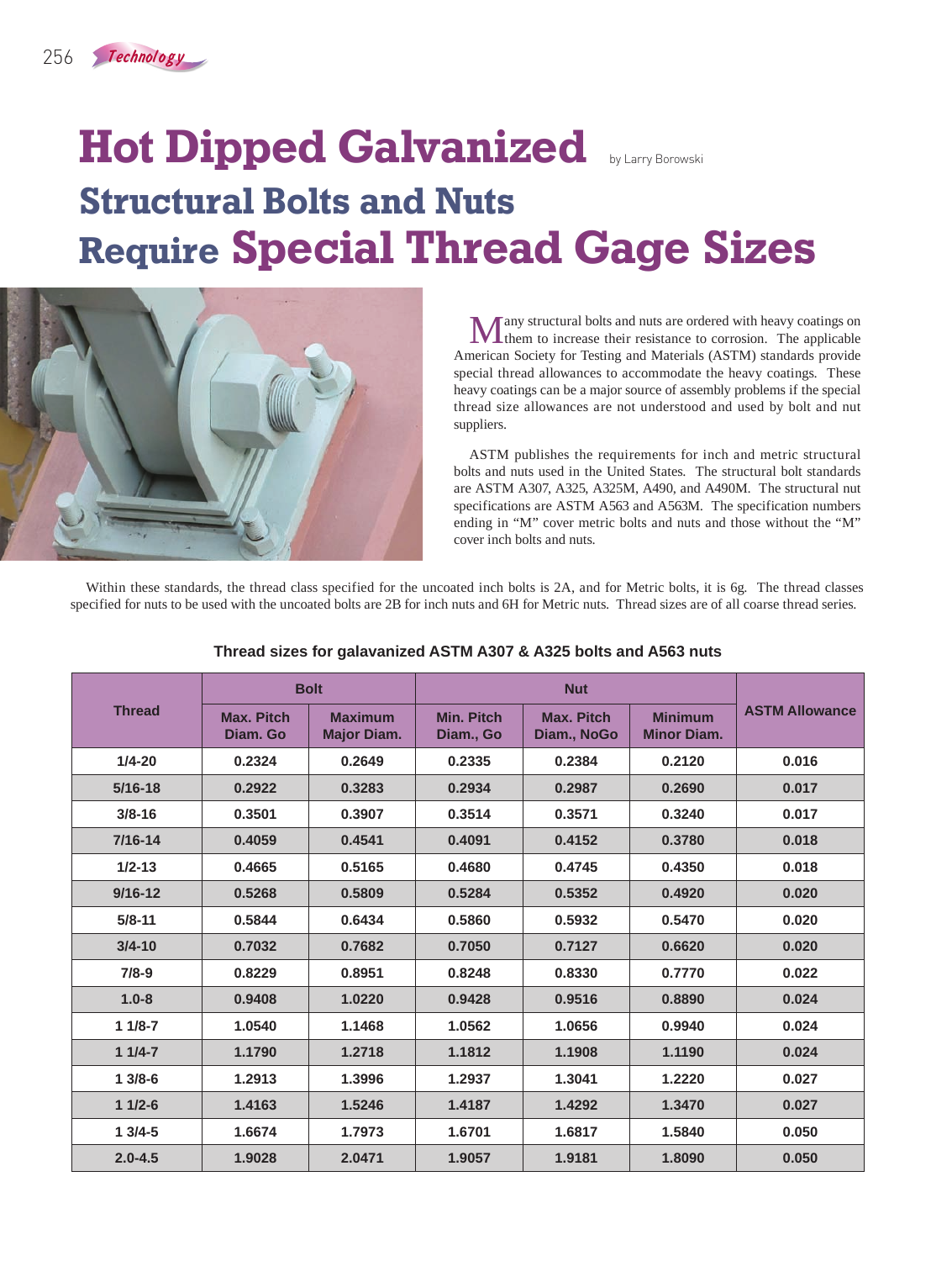# Hot Dipped Galvanized Structural Bolts and Nuts Require Special Thread Gage Sizes

by Larry Borowski

Many structural bolts and nuts are ordered with heavy coatings on them to increase their resistance to corrosion. The applicable American Society for Testing and Materials (ASTM) standards provide special thread allowances to accommodate the heavy coatings. These heavy coatings can be a major source of assembly problems if the special thread size allowances are not understood and used by bolt and nut suppliers.

ASTM publishes the requirements for inch and metric structural bolts and nuts used in the United States. The structural bolt standards are ASTM A307, A325, A325M, A490, and A490M. The structural nut specifications are ASTM A563 and A563M. The specification numbers ending in "M" cover metric bolts and nuts and those without the "M" cover inch bolts and nuts.

Within these standards, the thread class specified for the uncoated inch bolts is 2A, and for Metric bolts, it is 6g. The thread classes specified for nuts to be used with the uncoated bolts are 2B for inch nuts and 6H for Metric nuts. Thread sizes are of all coarse thread series.

**Thread sizes for galavanized ASTM A307 & A325 bolts and A563 nuts**

| Thread | Bolt | | Nut | | | ASTM Allowance |
|---|---|---|---|---|---|---|
| | Max. Pitch Diam. Go | Maximum Major Diam. | Min. Pitch Diam., Go | Max. Pitch Diam., NoGo | Minimum Minor Diam. | |
| 1/4-20 | 0.2324 | 0.2649 | 0.2335 | 0.2384 | 0.2120 | 0.016 |
| 5/16-18 | 0.2922 | 0.3283 | 0.2934 | 0.2987 | 0.2690 | 0.017 |
| 3/8-16 | 0.3501 | 0.3907 | 0.3514 | 0.3571 | 0.3240 | 0.017 |
| 7/16-14 | 0.4059 | 0.4541 | 0.4091 | 0.4152 | 0.3780 | 0.018 |
| 1/2-13 | 0.4665 | 0.5165 | 0.4680 | 0.4745 | 0.4350 | 0.018 |
| 9/16-12 | 0.5268 | 0.5809 | 0.5284 | 0.5352 | 0.4920 | 0.020 |
| 5/8-11 | 0.5844 | 0.6434 | 0.5860 | 0.5932 | 0.5470 | 0.020 |
| 3/4-10 | 0.7032 | 0.7682 | 0.7050 | 0.7127 | 0.6620 | 0.020 |
| 7/8-9 | 0.8229 | 0.8951 | 0.8248 | 0.8330 | 0.7770 | 0.022 |
| 1.0-8 | 0.9408 | 1.0220 | 0.9428 | 0.9516 | 0.8890 | 0.024 |
| 1 1/8-7 | 1.0540 | 1.1468 | 1.0562 | 1.0656 | 0.9940 | 0.024 |
| 1 1/4-7 | 1.1790 | 1.2718 | 1.1812 | 1.1908 | 1.1190 | 0.024 |
| 1 3/8-6 | 1.2913 | 1.3996 | 1.2937 | 1.3041 | 1.2220 | 0.027 |
| 1 1/2-6 | 1.4163 | 1.5246 | 1.4187 | 1.4292 | 1.3470 | 0.027 |
| 1 3/4-5 | 1.6674 | 1.7973 | 1.6701 | 1.6817 | 1.5840 | 0.050 |
| 2.0-4.5 | 1.9028 | 2.0471 | 1.9057 | 1.9181 | 1.8090 | 0.050 |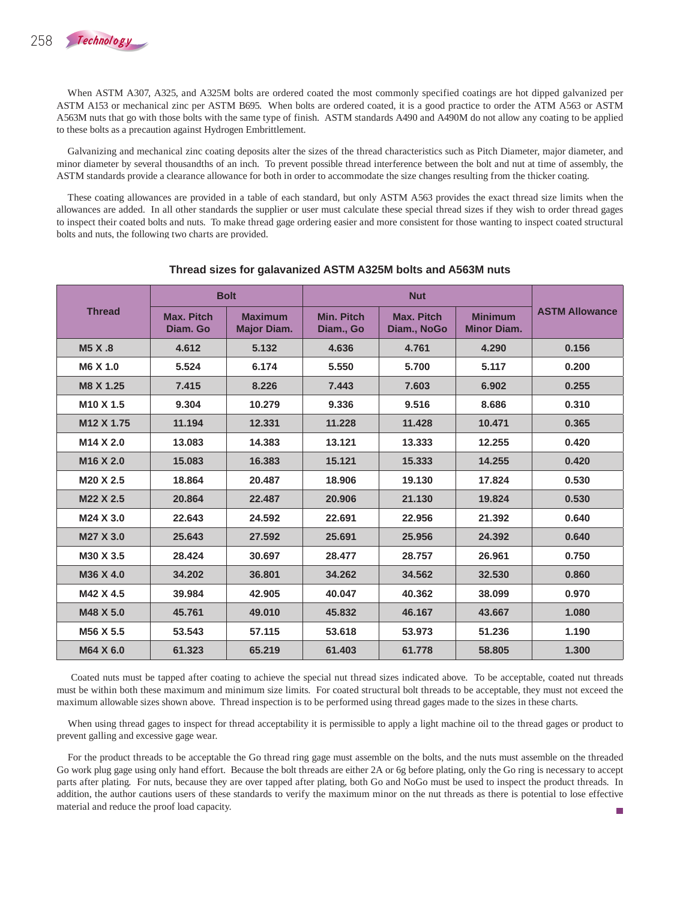When ASTM A307, A325, and A325M bolts are ordered coated the most commonly specified coatings are hot dipped galvanized per ASTM A153 or mechanical zinc per ASTM B695. When bolts are ordered coated, it is a good practice to order the ATM A563 or ASTM A563M nuts that go with those bolts with the same type of finish. ASTM standards A490 and A490M do not allow any coating to be applied to these bolts as a precaution against Hydrogen Embrittlement.

Galvanizing and mechanical zinc coating deposits alter the sizes of the thread characteristics such as Pitch Diameter, major diameter, and minor diameter by several thousandths of an inch. To prevent possible thread interference between the bolt and nut at time of assembly, the ASTM standards provide a clearance allowance for both in order to accommodate the size changes resulting from the thicker coating.

These coating allowances are provided in a table of each standard, but only ASTM A563 provides the exact thread size limits when the allowances are added. In all other standards the supplier or user must calculate these special thread sizes if they wish to order thread gages to inspect their coated bolts and nuts. To make thread gage ordering easier and more consistent for those wanting to inspect coated structural bolts and nuts, the following two charts are provided.

### Thread sizes for galavanized ASTM A325M bolts and A563M nuts

| Thread | Bolt | | Nut | | | ASTM Allowance |
|---|---|---|---|---|---|---|
| | Max. Pitch Diam. Go | Maximum Major Diam. | Min. Pitch Diam., Go | Max. Pitch Diam., NoGo | Minimum Minor Diam. | |
| M5 X .8 | 4.612 | 5.132 | 4.636 | 4.761 | 4.290 | 0.156 |
| M6 X 1.0 | 5.524 | 6.174 | 5.550 | 5.700 | 5.117 | 0.200 |
| M8 X 1.25 | 7.415 | 8.226 | 7.443 | 7.603 | 6.902 | 0.255 |
| M10 X 1.5 | 9.304 | 10.279 | 9.336 | 9.516 | 8.686 | 0.310 |
| M12 X 1.75 | 11.194 | 12.331 | 11.228 | 11.428 | 10.471 | 0.365 |
| M14 X 2.0 | 13.083 | 14.383 | 13.121 | 13.333 | 12.255 | 0.420 |
| M16 X 2.0 | 15.083 | 16.383 | 15.121 | 15.333 | 14.255 | 0.420 |
| M20 X 2.5 | 18.864 | 20.487 | 18.906 | 19.130 | 17.824 | 0.530 |
| M22 X 2.5 | 20.864 | 22.487 | 20.906 | 21.130 | 19.824 | 0.530 |
| M24 X 3.0 | 22.643 | 24.592 | 22.691 | 22.956 | 21.392 | 0.640 |
| M27 X 3.0 | 25.643 | 27.592 | 25.691 | 25.956 | 24.392 | 0.640 |
| M30 X 3.5 | 28.424 | 30.697 | 28.477 | 28.757 | 26.961 | 0.750 |
| M36 X 4.0 | 34.202 | 36.801 | 34.262 | 34.562 | 32.530 | 0.860 |
| M42 X 4.5 | 39.984 | 42.905 | 40.047 | 40.362 | 38.099 | 0.970 |
| M48 X 5.0 | 45.761 | 49.010 | 45.832 | 46.167 | 43.667 | 1.080 |
| M56 X 5.5 | 53.543 | 57.115 | 53.618 | 53.973 | 51.236 | 1.190 |
| M64 X 6.0 | 61.323 | 65.219 | 61.403 | 61.778 | 58.805 | 1.300 |

Coated nuts must be tapped after coating to achieve the special nut thread sizes indicated above. To be acceptable, coated nut threads must be within both these maximum and minimum size limits. For coated structural bolt threads to be acceptable, they must not exceed the maximum allowable sizes shown above. Thread inspection is to be performed using thread gages made to the sizes in these charts.

When using thread gages to inspect for thread acceptability it is permissible to apply a light machine oil to the thread gages or product to prevent galling and excessive gage wear.

For the product threads to be acceptable the Go thread ring gage must assemble on the bolts, and the nuts must assemble on the threaded Go work plug gage using only hand effort. Because the bolt threads are either 2A or 6g before plating, only the Go ring is necessary to accept parts after plating. For nuts, because they are over tapped after plating, both Go and NoGo must be used to inspect the product threads. In addition, the author cautions users of these standards to verify the maximum minor on the nut threads as there is potential to lose effective material and reduce the proof load capacity.